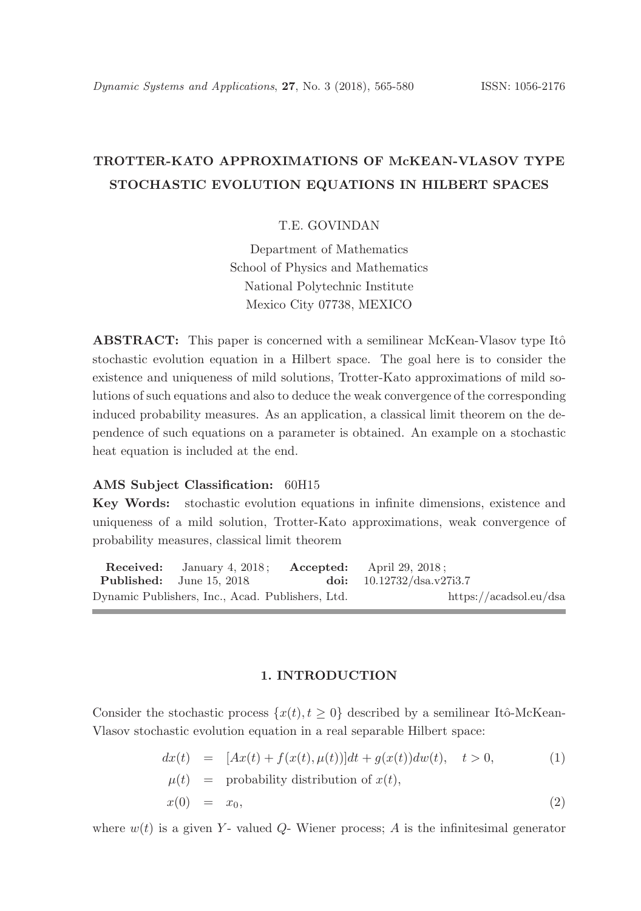# TROTTER-KATO APPROXIMATIONS OF McKEAN-VLASOV TYPE STOCHASTIC EVOLUTION EQUATIONS IN HILBERT SPACES

T.E. GOVINDAN

Department of Mathematics
School of Physics and Mathematics
National Polytechnic Institute
Mexico City 07738, MEXICO

**ABSTRACT:** This paper is concerned with a semilinear McKean-Vlasov type Itô stochastic evolution equation in a Hilbert space. The goal here is to consider the existence and uniqueness of mild solutions, Trotter-Kato approximations of mild solutions of such equations and also to deduce the weak convergence of the corresponding induced probability measures. As an application, a classical limit theorem on the dependence of such equations on a parameter is obtained. An example on a stochastic heat equation is included at the end.

**AMS Subject Classification:** 60H15

**Key Words:** stochastic evolution equations in infinite dimensions, existence and uniqueness of a mild solution, Trotter-Kato approximations, weak convergence of probability measures, classical limit theorem

**Received:** January 4, 2018; **Accepted:** April 29, 2018;
**Published:** June 15, 2018 **doi:** 10.12732/dsa.v27i3.7
Dynamic Publishers, Inc., Acad. Publishers, Ltd. https://acadsol.eu/dsa

## 1. INTRODUCTION

Consider the stochastic process $\{x(t), t \geq 0\}$ described by a semilinear Itô-McKean-Vlasov stochastic evolution equation in a real separable Hilbert space:

$$
\begin{aligned}
dx(t) &= [Ax(t) + f(x(t), \mu(t))]dt + g(x(t))dw(t), \quad t > 0, && (1) \\
\mu(t) &= \text{probability distribution of } x(t), && \\
x(0) &= x_0, && (2)
\end{aligned}
$$

where $w(t)$ is a given $Y$- valued $Q$- Wiener process; $A$ is the infinitesimal generator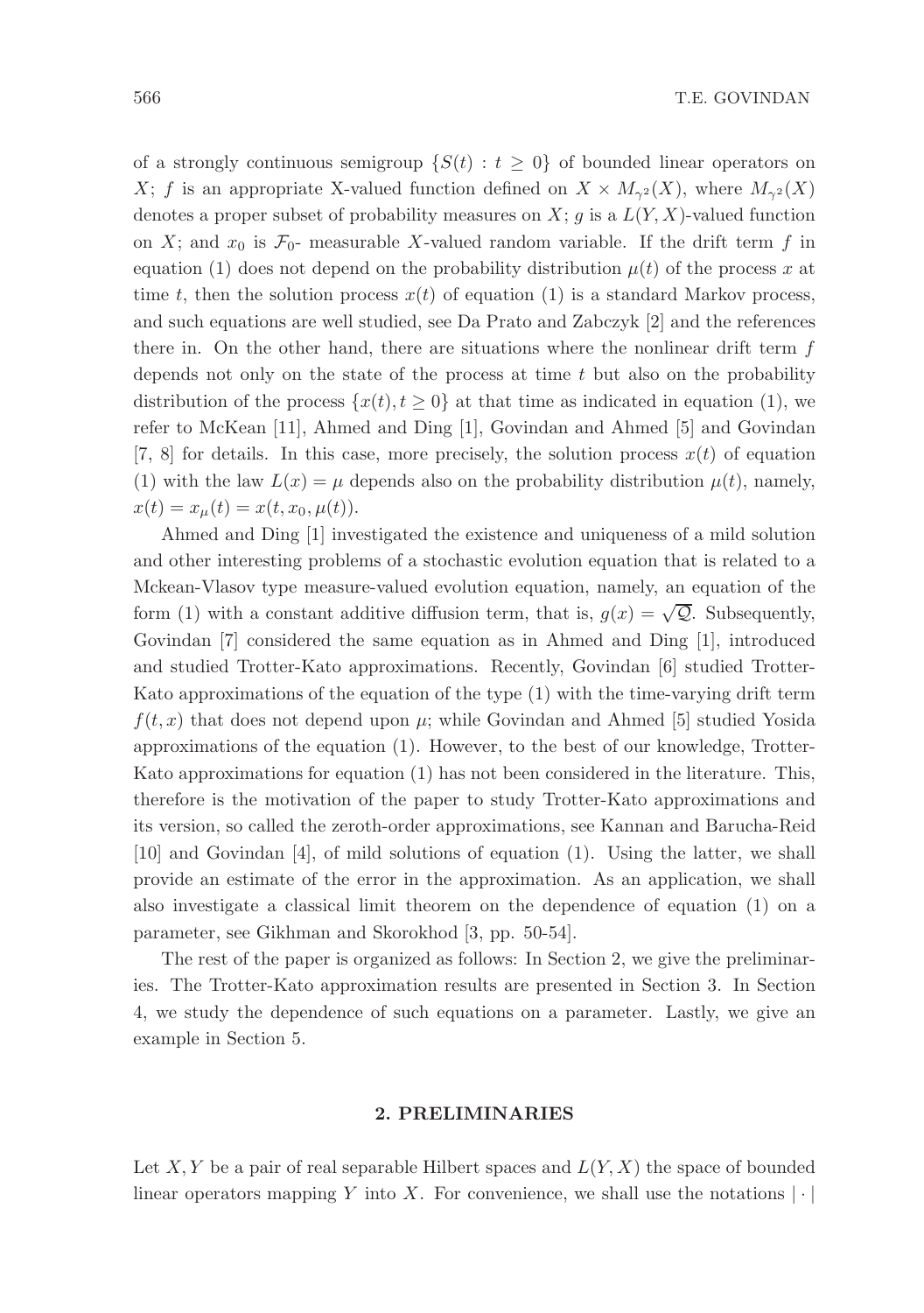of a strongly continuous semigroup $\{S(t) : t \geq 0\}$ of bounded linear operators on $X$; $f$ is an appropriate X-valued function defined on $X \times M_{\gamma^2}(X)$, where $M_{\gamma^2}(X)$ denotes a proper subset of probability measures on $X$; $g$ is a $L(Y, X)$-valued function on $X$; and $x_0$ is $\mathcal{F}_0$- measurable $X$-valued random variable. If the drift term $f$ in equation (1) does not depend on the probability distribution $\mu(t)$ of the process $x$ at time $t$, then the solution process $x(t)$ of equation (1) is a standard Markov process, and such equations are well studied, see Da Prato and Zabczyk [2] and the references there in. On the other hand, there are situations where the nonlinear drift term $f$ depends not only on the state of the process at time $t$ but also on the probability distribution of the process $\{x(t), t \geq 0\}$ at that time as indicated in equation (1), we refer to McKean [11], Ahmed and Ding [1], Govindan and Ahmed [5] and Govindan [7, 8] for details. In this case, more precisely, the solution process $x(t)$ of equation (1) with the law $L(x) = \mu$ depends also on the probability distribution $\mu(t)$, namely, $x(t) = x_\mu(t) = x(t, x_0, \mu(t))$.

Ahmed and Ding [1] investigated the existence and uniqueness of a mild solution and other interesting problems of a stochastic evolution equation that is related to a Mckean-Vlasov type measure-valued evolution equation, namely, an equation of the form (1) with a constant additive diffusion term, that is, $g(x) = \sqrt{\mathcal{Q}}$. Subsequently, Govindan [7] considered the same equation as in Ahmed and Ding [1], introduced and studied Trotter-Kato approximations. Recently, Govindan [6] studied Trotter-Kato approximations of the equation of the type (1) with the time-varying drift term $f(t, x)$ that does not depend upon $\mu$; while Govindan and Ahmed [5] studied Yosida approximations of the equation (1). However, to the best of our knowledge, Trotter-Kato approximations for equation (1) has not been considered in the literature. This, therefore is the motivation of the paper to study Trotter-Kato approximations and its version, so called the zeroth-order approximations, see Kannan and Barucha-Reid [10] and Govindan [4], of mild solutions of equation (1). Using the latter, we shall provide an estimate of the error in the approximation. As an application, we shall also investigate a classical limit theorem on the dependence of equation (1) on a parameter, see Gikhman and Skorokhod [3, pp. 50-54].

The rest of the paper is organized as follows: In Section 2, we give the preliminaries. The Trotter-Kato approximation results are presented in Section 3. In Section 4, we study the dependence of such equations on a parameter. Lastly, we give an example in Section 5.

## 2. PRELIMINARIES

Let $X, Y$ be a pair of real separable Hilbert spaces and $L(Y, X)$ the space of bounded linear operators mapping $Y$ into $X$. For convenience, we shall use the notations $|\cdot|$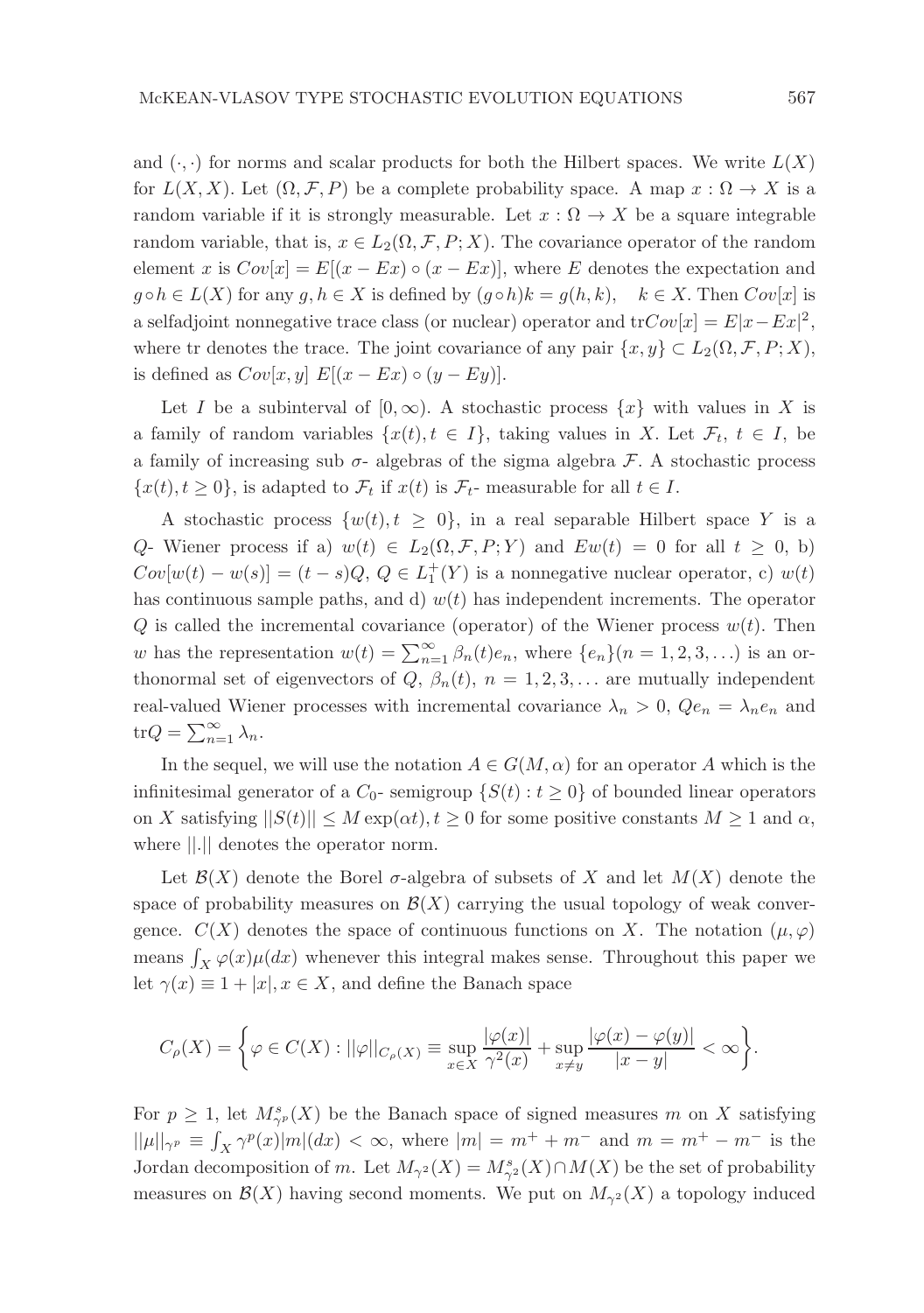and $(\cdot,\cdot)$ for norms and scalar products for both the Hilbert spaces. We write $L(X)$ for $L(X, X)$. Let $(\Omega, \mathcal{F}, P)$ be a complete probability space. A map $x : \Omega \to X$ is a random variable if it is strongly measurable. Let $x : \Omega \to X$ be a square integrable random variable, that is, $x \in L_2(\Omega, \mathcal{F}, P; X)$. The covariance operator of the random element $x$ is $Cov[x] = E[(x - Ex) \circ (x - Ex)]$, where $E$ denotes the expectation and $g \circ h \in L(X)$ for any $g, h \in X$ is defined by $(g \circ h)k = g(h, k), \quad k \in X$. Then $Cov[x]$ is a selfadjoint nonnegative trace class (or nuclear) operator and $\text{tr}Cov[x] = E|x - Ex|^2$, where tr denotes the trace. The joint covariance of any pair $\{x, y\} \subset L_2(\Omega, \mathcal{F}, P; X)$, is defined as $Cov[x, y]\ E[(x - Ex) \circ (y - Ey)]$.

Let $I$ be a subinterval of $[0, \infty)$. A stochastic process $\{x\}$ with values in $X$ is a family of random variables $\{x(t), t \in I\}$, taking values in $X$. Let $\mathcal{F}_t$, $t \in I$, be a family of increasing sub $\sigma$- algebras of the sigma algebra $\mathcal{F}$. A stochastic process $\{x(t), t \geq 0\}$, is adapted to $\mathcal{F}_t$ if $x(t)$ is $\mathcal{F}_t$- measurable for all $t \in I$.

A stochastic process $\{w(t), t \geq 0\}$, in a real separable Hilbert space $Y$ is a $Q$- Wiener process if a) $w(t) \in L_2(\Omega, \mathcal{F}, P; Y)$ and $Ew(t) = 0$ for all $t \geq 0$, b) $Cov[w(t) - w(s)] = (t - s)Q$, $Q \in L_1^+(Y)$ is a nonnegative nuclear operator, c) $w(t)$ has continuous sample paths, and d) $w(t)$ has independent increments. The operator $Q$ is called the incremental covariance (operator) of the Wiener process $w(t)$. Then $w$ has the representation $w(t) = \sum_{n=1}^{\infty} \beta_n(t)e_n$, where $\{e_n\}(n = 1, 2, 3, \ldots)$ is an orthonormal set of eigenvectors of $Q$, $\beta_n(t)$, $n = 1, 2, 3, \ldots$ are mutually independent real-valued Wiener processes with incremental covariance $\lambda_n > 0$, $Qe_n = \lambda_n e_n$ and $\text{tr}Q = \sum_{n=1}^{\infty} \lambda_n$.

In the sequel, we will use the notation $A \in G(M, \alpha)$ for an operator $A$ which is the infinitesimal generator of a $C_0$- semigroup $\{S(t) : t \geq 0\}$ of bounded linear operators on $X$ satisfying $||S(t)|| \leq M \exp(\alpha t), t \geq 0$ for some positive constants $M \geq 1$ and $\alpha$, where $||.||$ denotes the operator norm.

Let $\mathcal{B}(X)$ denote the Borel $\sigma$-algebra of subsets of $X$ and let $M(X)$ denote the space of probability measures on $\mathcal{B}(X)$ carrying the usual topology of weak convergence. $C(X)$ denotes the space of continuous functions on $X$. The notation $(\mu, \varphi)$ means $\int_X \varphi(x)\mu(dx)$ whenever this integral makes sense. Throughout this paper we let $\gamma(x) \equiv 1 + |x|, x \in X$, and define the Banach space

$$C_\rho(X) = \left\{ \varphi \in C(X) : ||\varphi||_{C_\rho(X)} \equiv \sup_{x \in X} \frac{|\varphi(x)|}{\gamma^2(x)} + \sup_{x \neq y} \frac{|\varphi(x) - \varphi(y)|}{|x - y|} < \infty \right\}.$$

For $p \geq 1$, let $M^s_{\gamma^p}(X)$ be the Banach space of signed measures $m$ on $X$ satisfying $||\mu||_{\gamma^p} \equiv \int_X \gamma^p(x)|m|(dx) < \infty$, where $|m| = m^+ + m^-$ and $m = m^+ - m^-$ is the Jordan decomposition of $m$. Let $M_{\gamma^2}(X) = M^s_{\gamma^2}(X) \cap M(X)$ be the set of probability measures on $\mathcal{B}(X)$ having second moments. We put on $M_{\gamma^2}(X)$ a topology induced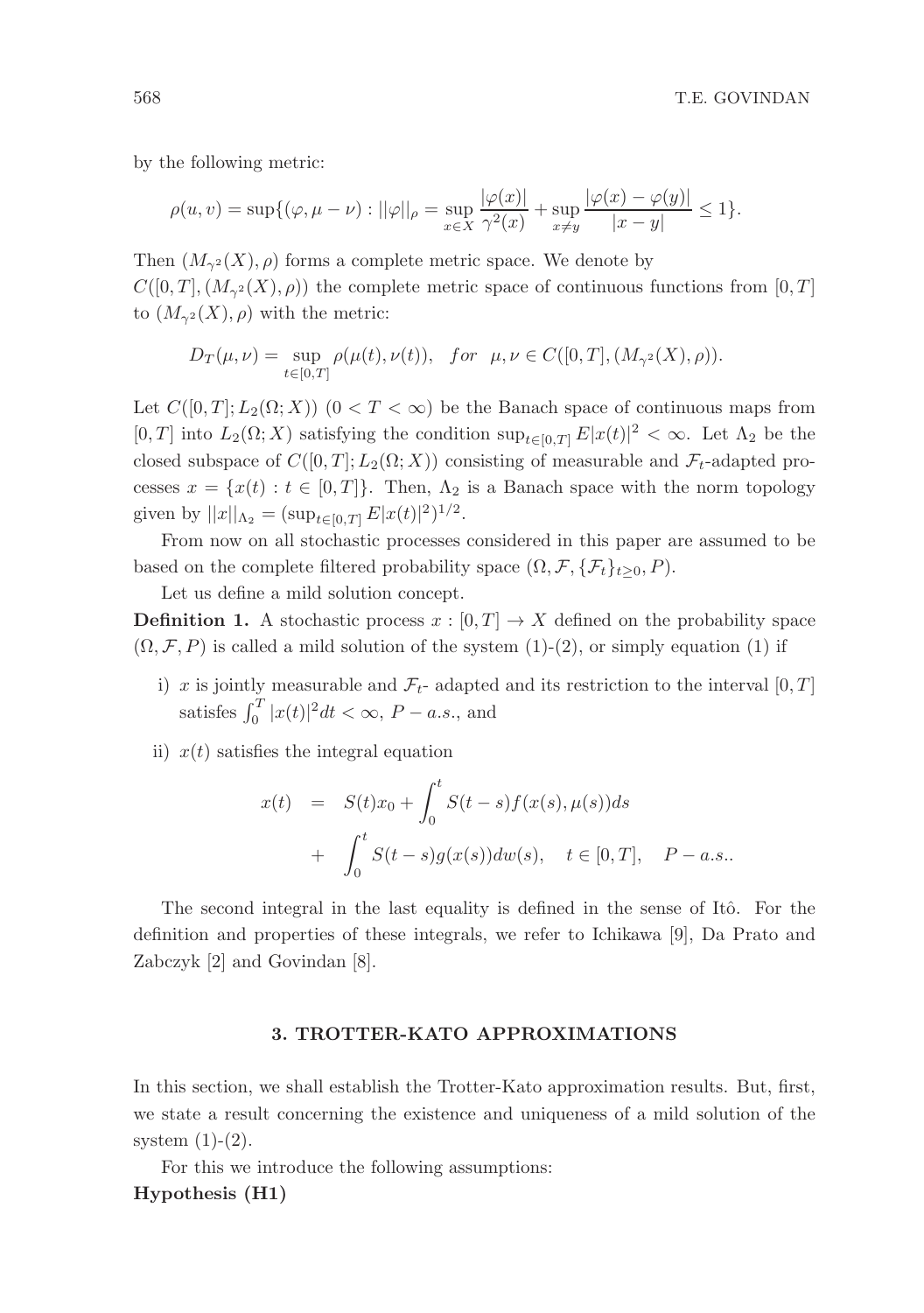by the following metric:

$$\rho(u,v) = \sup\{(\varphi, \mu - \nu) : ||\varphi||_\rho = \sup_{x\in X} \frac{|\varphi(x)|}{\gamma^2(x)} + \sup_{x\neq y} \frac{|\varphi(x) - \varphi(y)|}{|x-y|} \leq 1\}.$$

Then $(M_{\gamma^2}(X), \rho)$ forms a complete metric space. We denote by $C([0,T], (M_{\gamma^2}(X), \rho))$ the complete metric space of continuous functions from $[0,T]$ to $(M_{\gamma^2}(X), \rho)$ with the metric:

$$D_T(\mu, \nu) = \sup_{t\in[0,T]} \rho(\mu(t), \nu(t)), \quad for \quad \mu, \nu \in C([0,T], (M_{\gamma^2}(X), \rho)).$$

Let $C([0,T]; L_2(\Omega; X))$ $(0 < T < \infty)$ be the Banach space of continuous maps from $[0,T]$ into $L_2(\Omega; X)$ satisfying the condition $\sup_{t\in[0,T]} E|x(t)|^2 < \infty$. Let $\Lambda_2$ be the closed subspace of $C([0,T]; L_2(\Omega; X))$ consisting of measurable and $\mathcal{F}_t$-adapted processes $x = \{x(t) : t \in [0,T]\}$. Then, $\Lambda_2$ is a Banach space with the norm topology given by $||x||_{\Lambda_2} = (\sup_{t\in[0,T]} E|x(t)|^2)^{1/2}$.

From now on all stochastic processes considered in this paper are assumed to be based on the complete filtered probability space $(\Omega, \mathcal{F}, \{\mathcal{F}_t\}_{t\geq 0}, P)$.

Let us define a mild solution concept.

**Definition 1.** A stochastic process $x : [0,T] \to X$ defined on the probability space $(\Omega, \mathcal{F}, P)$ is called a mild solution of the system (1)-(2), or simply equation (1) if

i) $x$ is jointly measurable and $\mathcal{F}_t$- adapted and its restriction to the interval $[0,T]$ satisfes $\int_0^T |x(t)|^2 dt < \infty$, $P - a.s.$, and

ii) $x(t)$ satisfies the integral equation

$$\begin{aligned} x(t) &= S(t)x_0 + \int_0^t S(t-s) f(x(s), \mu(s)) ds \\ &+ \int_0^t S(t-s) g(x(s)) dw(s), \quad t \in [0,T], \quad P - a.s.. \end{aligned}$$

The second integral in the last equality is defined in the sense of Itô. For the definition and properties of these integrals, we refer to Ichikawa [9], Da Prato and Zabczyk [2] and Govindan [8].

## 3. TROTTER-KATO APPROXIMATIONS

In this section, we shall establish the Trotter-Kato approximation results. But, first, we state a result concerning the existence and uniqueness of a mild solution of the system (1)-(2).

For this we introduce the following assumptions:

**Hypothesis (H1)**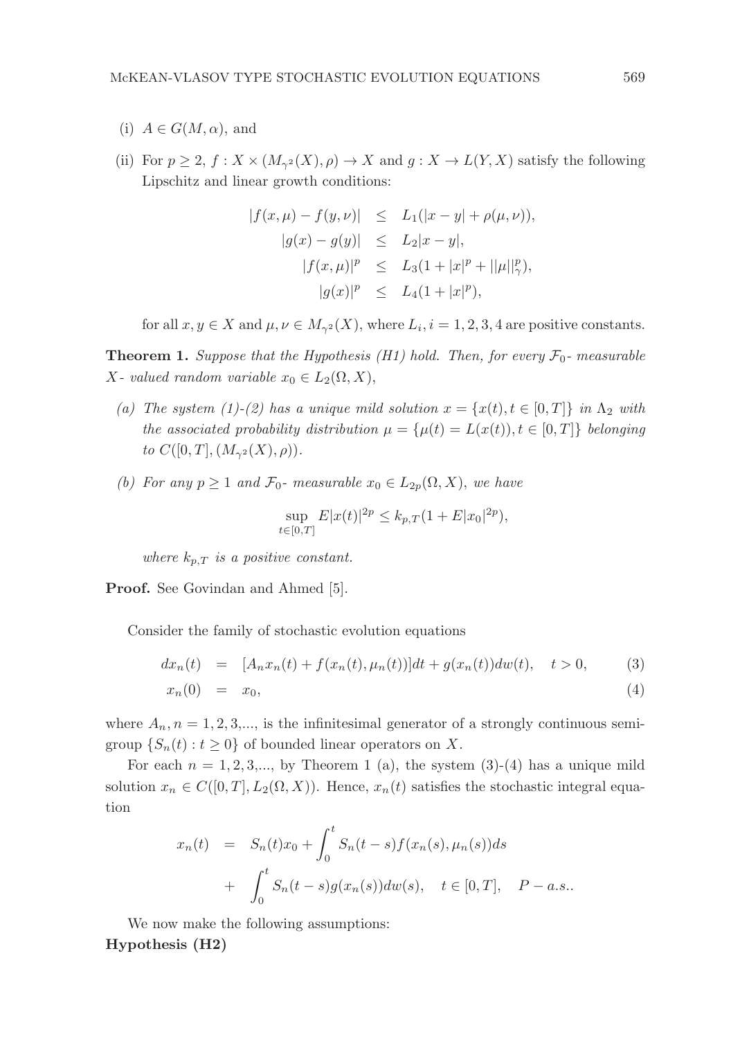(i) $A \in G(M, \alpha)$, and

(ii) For $p \geq 2$, $f : X \times (M_{\gamma^2}(X), \rho) \to X$ and $g : X \to L(Y, X)$ satisfy the following Lipschitz and linear growth conditions:

$$
\begin{aligned}
|f(x,\mu) - f(y,\nu)| &\leq L_1(|x-y| + \rho(\mu,\nu)), \\
|g(x) - g(y)| &\leq L_2|x-y|, \\
|f(x,\mu)|^p &\leq L_3(1 + |x|^p + ||\mu||_\gamma^p), \\
|g(x)|^p &\leq L_4(1 + |x|^p),
\end{aligned}
$$

for all $x, y \in X$ and $\mu, \nu \in M_{\gamma^2}(X)$, where $L_i, i = 1, 2, 3, 4$ are positive constants.

**Theorem 1.** *Suppose that the Hypothesis (H1) hold. Then, for every $\mathcal{F}_0$- measurable $X$- valued random variable $x_0 \in L_2(\Omega, X)$,*

*(a) The system (1)-(2) has a unique mild solution $x = \{x(t), t \in [0,T]\}$ in $\Lambda_2$ with the associated probability distribution $\mu = \{\mu(t) = L(x(t)), t \in [0,T]\}$ belonging to $C([0,T], (M_{\gamma^2}(X), \rho))$.*

*(b) For any $p \geq 1$ and $\mathcal{F}_0$- measurable $x_0 \in L_{2p}(\Omega, X)$, we have*

$$\sup_{t \in [0,T]} E|x(t)|^{2p} \leq k_{p,T}(1 + E|x_0|^{2p}),$$

*where $k_{p,T}$ is a positive constant.*

**Proof.** See Govindan and Ahmed [5].

Consider the family of stochastic evolution equations

$$
\begin{aligned}
dx_n(t) &= [A_n x_n(t) + f(x_n(t), \mu_n(t))]dt + g(x_n(t))dw(t), \quad t > 0, &(3)\\
x_n(0) &= x_0, &(4)
\end{aligned}
$$

where $A_n, n = 1, 2, 3, ...$, is the infinitesimal generator of a strongly continuous semigroup $\{S_n(t) : t \geq 0\}$ of bounded linear operators on $X$.

For each $n = 1, 2, 3, ...$, by Theorem 1 (a), the system (3)-(4) has a unique mild solution $x_n \in C([0,T], L_2(\Omega, X))$. Hence, $x_n(t)$ satisfies the stochastic integral equation

$$
\begin{aligned}
x_n(t) &= S_n(t)x_0 + \int_0^t S_n(t-s) f(x_n(s), \mu_n(s)) ds \\
&+ \int_0^t S_n(t-s) g(x_n(s)) dw(s), \quad t \in [0,T], \quad P-a.s..
\end{aligned}
$$

We now make the following assumptions:

**Hypothesis (H2)**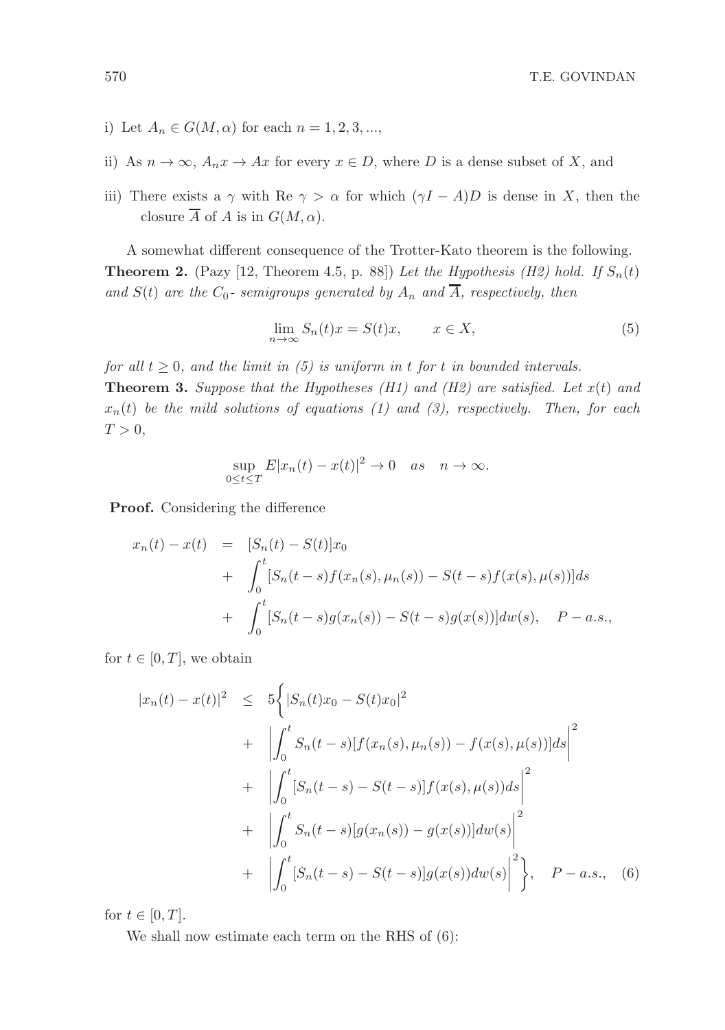i) Let $A_n \in G(M, \alpha)$ for each $n = 1, 2, 3, ...,$

ii) As $n \to \infty$, $A_n x \to Ax$ for every $x \in D$, where $D$ is a dense subset of $X$, and

iii) There exists a $\gamma$ with Re $\gamma > \alpha$ for which $(\gamma I - A)D$ is dense in $X$, then the closure $\overline{A}$ of $A$ is in $G(M, \alpha)$.

A somewhat different consequence of the Trotter-Kato theorem is the following.

**Theorem 2.** (Pazy [12, Theorem 4.5, p. 88]) *Let the Hypothesis (H2) hold. If $S_n(t)$ and $S(t)$ are the $C_0$- semigroups generated by $A_n$ and $\overline{A}$, respectively, then*

$$\lim_{n\to\infty} S_n(t)x = S(t)x, \qquad x \in X, \tag{5}$$

*for all $t \geq 0$, and the limit in (5) is uniform in $t$ for $t$ in bounded intervals.*

**Theorem 3.** *Suppose that the Hypotheses (H1) and (H2) are satisfied. Let $x(t)$ and $x_n(t)$ be the mild solutions of equations (1) and (3), respectively. Then, for each $T > 0$,*

$$\sup_{0\leq t\leq T} E|x_n(t) - x(t)|^2 \to 0 \quad as \quad n \to \infty.$$

**Proof.** Considering the difference

$$\begin{aligned}
x_n(t) - x(t) &= [S_n(t) - S(t)]x_0 \\
&+ \int_0^t [S_n(t-s)f(x_n(s), \mu_n(s)) - S(t-s)f(x(s), \mu(s))]ds \\
&+ \int_0^t [S_n(t-s)g(x_n(s)) - S(t-s)g(x(s))]dw(s), \quad P-a.s.,
\end{aligned}$$

for $t \in [0, T]$, we obtain

$$\begin{aligned}
|x_n(t) - x(t)|^2 &\leq 5\bigg\{|S_n(t)x_0 - S(t)x_0|^2 \\
&+ \left|\int_0^t S_n(t-s)[f(x_n(s), \mu_n(s)) - f(x(s), \mu(s))]ds\right|^2 \\
&+ \left|\int_0^t [S_n(t-s) - S(t-s)]f(x(s), \mu(s))ds\right|^2 \\
&+ \left|\int_0^t S_n(t-s)[g(x_n(s)) - g(x(s))]dw(s)\right|^2 \\
&+ \left|\int_0^t [S_n(t-s) - S(t-s)]g(x(s))dw(s)\right|^2\bigg\}, \quad P-a.s., \quad (6)
\end{aligned}$$

for $t \in [0, T]$.

We shall now estimate each term on the RHS of (6):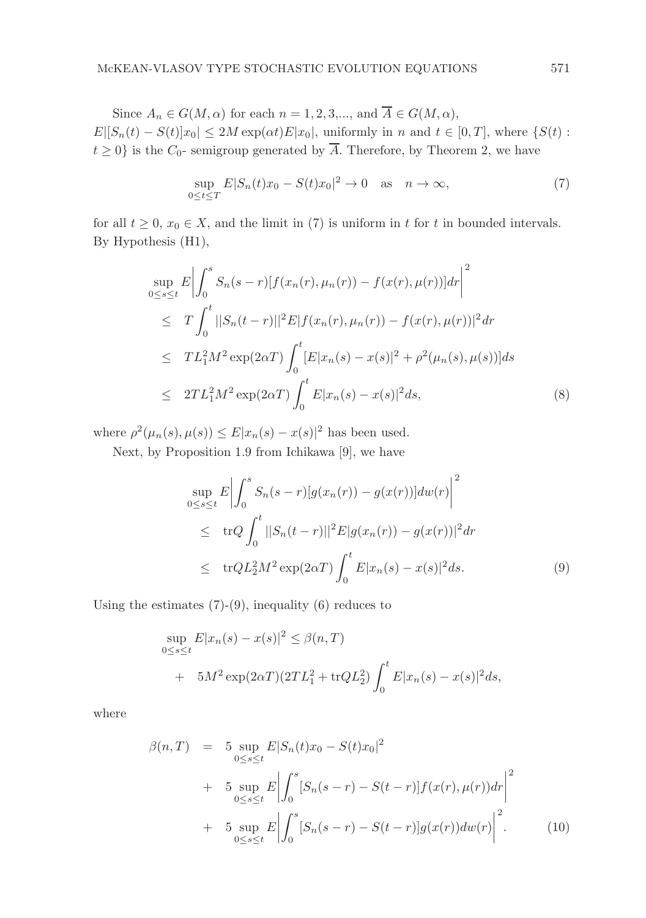Since $A_n \in G(M, \alpha)$ for each $n = 1, 2, 3, ...,$ and $\overline{A} \in G(M, \alpha)$, $E|[S_n(t) - S(t)]x_0| \leq 2M \exp(\alpha t) E|x_0|$, uniformly in $n$ and $t \in [0, T]$, where $\{S(t) : t \geq 0\}$ is the $C_0$- semigroup generated by $\overline{A}$. Therefore, by Theorem 2, we have

$$\sup_{0 \leq t \leq T} E|S_n(t)x_0 - S(t)x_0|^2 \to 0 \quad \text{as} \quad n \to \infty, \tag{7}$$

for all $t \geq 0$, $x_0 \in X$, and the limit in (7) is uniform in $t$ for $t$ in bounded intervals. By Hypothesis (H1),

$$\begin{aligned}
&\sup_{0 \leq s \leq t} E\left|\int_0^s S_n(s-r)[f(x_n(r), \mu_n(r)) - f(x(r), \mu(r))]dr\right|^2 \\
&\leq \quad T \int_0^t ||S_n(t-r)||^2 E|f(x_n(r), \mu_n(r)) - f(x(r), \mu(r))|^2 dr \\
&\leq \quad T L_1^2 M^2 \exp(2\alpha T) \int_0^t [E|x_n(s) - x(s)|^2 + \rho^2(\mu_n(s), \mu(s))] ds \\
&\leq \quad 2T L_1^2 M^2 \exp(2\alpha T) \int_0^t E|x_n(s) - x(s)|^2 ds,
\end{aligned} \tag{8}$$

where $\rho^2(\mu_n(s), \mu(s)) \leq E|x_n(s) - x(s)|^2$ has been used.

Next, by Proposition 1.9 from Ichikawa [9], we have

$$\begin{aligned}
&\sup_{0 \leq s \leq t} E\left|\int_0^s S_n(s-r)[g(x_n(r)) - g(x(r))]dw(r)\right|^2 \\
&\leq \quad \text{tr}Q \int_0^t ||S_n(t-r)||^2 E|g(x_n(r)) - g(x(r))|^2 dr \\
&\leq \quad \text{tr}Q L_2^2 M^2 \exp(2\alpha T) \int_0^t E|x_n(s) - x(s)|^2 ds.
\end{aligned} \tag{9}$$

Using the estimates (7)-(9), inequality (6) reduces to

$$\begin{aligned}
&\sup_{0 \leq s \leq t} E|x_n(s) - x(s)|^2 \leq \beta(n, T) \\
&\quad + \quad 5M^2 \exp(2\alpha T)(2T L_1^2 + \text{tr}Q L_2^2) \int_0^t E|x_n(s) - x(s)|^2 ds,
\end{aligned}$$

where

$$\begin{aligned}
\beta(n, T) \quad &= \quad 5 \sup_{0 \leq s \leq t} E|S_n(t)x_0 - S(t)x_0|^2 \\
&+ \quad 5 \sup_{0 \leq s \leq t} E\left|\int_0^s [S_n(s-r) - S(t-r)]f(x(r), \mu(r))dr\right|^2 \\
&+ \quad 5 \sup_{0 \leq s \leq t} E\left|\int_0^s [S_n(s-r) - S(t-r)]g(x(r))dw(r)\right|^2.
\end{aligned} \tag{10}$$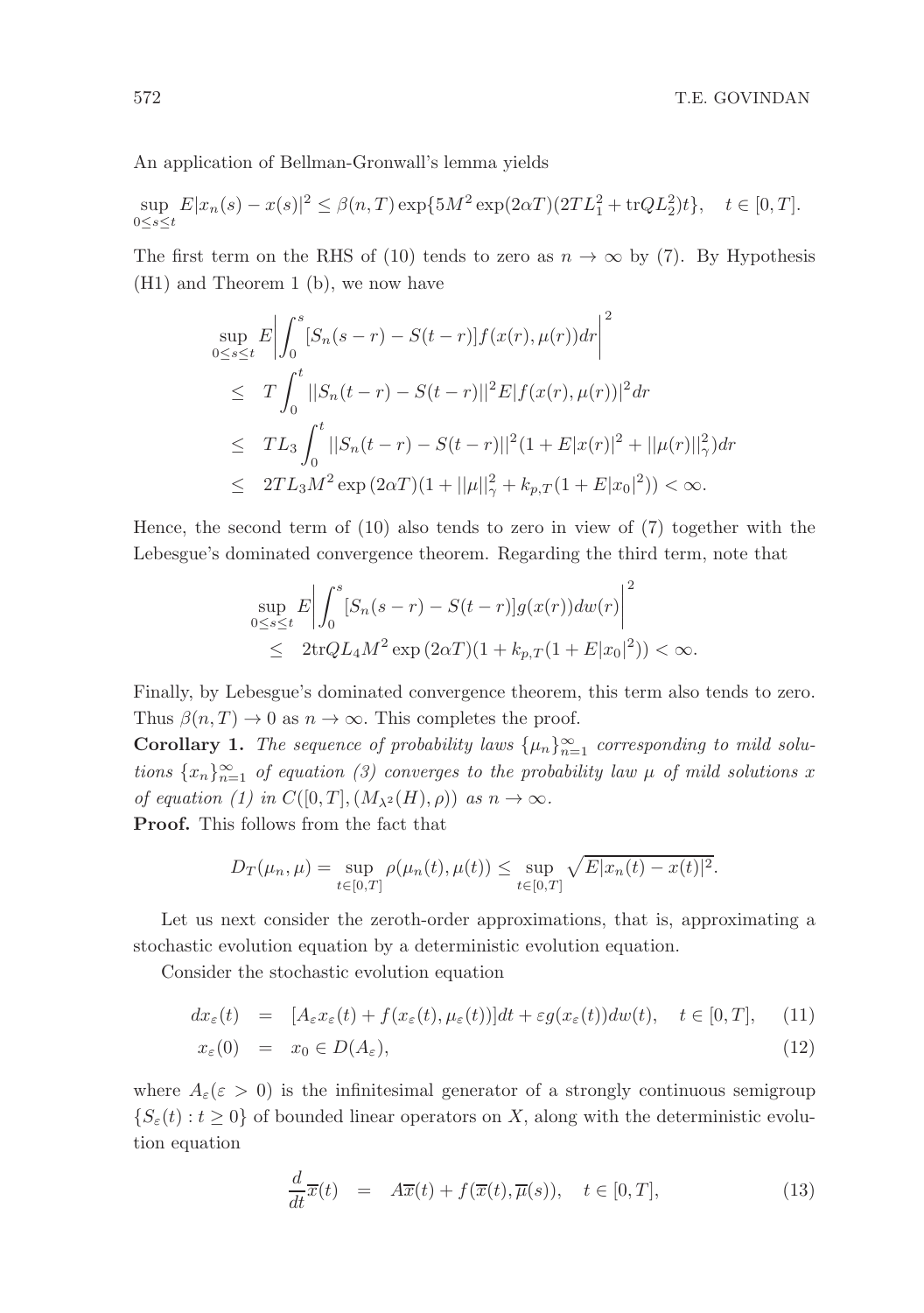An application of Bellman-Gronwall's lemma yields

$$\sup_{0\leq s\leq t} E|x_n(s)-x(s)|^2 \leq \beta(n,T)\exp\{5M^2\exp(2\alpha T)(2TL_1^2+\mathrm{tr}QL_2^2)t\}, \quad t\in[0,T].$$

The first term on the RHS of (10) tends to zero as $n\to\infty$ by (7). By Hypothesis (H1) and Theorem 1 (b), we now have

$$\begin{aligned}
&\sup_{0\leq s\leq t} E\left|\int_0^s [S_n(s-r)-S(t-r)]f(x(r),\mu(r))dr\right|^2 \\
&\leq \quad T\int_0^t ||S_n(t-r)-S(t-r)||^2 E|f(x(r),\mu(r))|^2 dr \\
&\leq \quad TL_3\int_0^t ||S_n(t-r)-S(t-r)||^2(1+E|x(r)|^2+||\mu(r)||_\gamma^2)dr \\
&\leq \quad 2TL_3M^2\exp(2\alpha T)(1+||\mu||_\gamma^2+k_{p,T}(1+E|x_0|^2))<\infty.
\end{aligned}$$

Hence, the second term of (10) also tends to zero in view of (7) together with the Lebesgue's dominated convergence theorem. Regarding the third term, note that

$$\begin{aligned}
&\sup_{0\leq s\leq t} E\left|\int_0^s [S_n(s-r)-S(t-r)]g(x(r))dw(r)\right|^2 \\
&\quad\leq \quad 2\mathrm{tr}QL_4M^2\exp(2\alpha T)(1+k_{p,T}(1+E|x_0|^2))<\infty.
\end{aligned}$$

Finally, by Lebesgue's dominated convergence theorem, this term also tends to zero. Thus $\beta(n,T)\to 0$ as $n\to\infty$. This completes the proof.

**Corollary 1.** *The sequence of probability laws $\{\mu_n\}_{n=1}^\infty$ corresponding to mild solutions $\{x_n\}_{n=1}^\infty$ of equation (3) converges to the probability law $\mu$ of mild solutions $x$ of equation (1) in $C([0,T],(M_{\lambda^2}(H),\rho))$ as $n\to\infty$.*

**Proof.** This follows from the fact that

$$D_T(\mu_n,\mu)=\sup_{t\in[0,T]}\rho(\mu_n(t),\mu(t))\leq \sup_{t\in[0,T]}\sqrt{E|x_n(t)-x(t)|^2}.$$

Let us next consider the zeroth-order approximations, that is, approximating a stochastic evolution equation by a deterministic evolution equation.

Consider the stochastic evolution equation

$$\begin{aligned}
dx_\varepsilon(t) &= [A_\varepsilon x_\varepsilon(t)+f(x_\varepsilon(t),\mu_\varepsilon(t))]dt+\varepsilon g(x_\varepsilon(t))dw(t), \quad t\in[0,T], \qquad (11)\\
x_\varepsilon(0) &= x_0\in D(A_\varepsilon), \qquad (12)
\end{aligned}$$

where $A_\varepsilon(\varepsilon>0)$ is the infinitesimal generator of a strongly continuous semigroup $\{S_\varepsilon(t):t\geq 0\}$ of bounded linear operators on $X$, along with the deterministic evolution equation

$$\frac{d}{dt}\overline{x}(t) \quad = \quad A\overline{x}(t)+f(\overline{x}(t),\overline{\mu}(s)), \quad t\in[0,T], \qquad (13)$$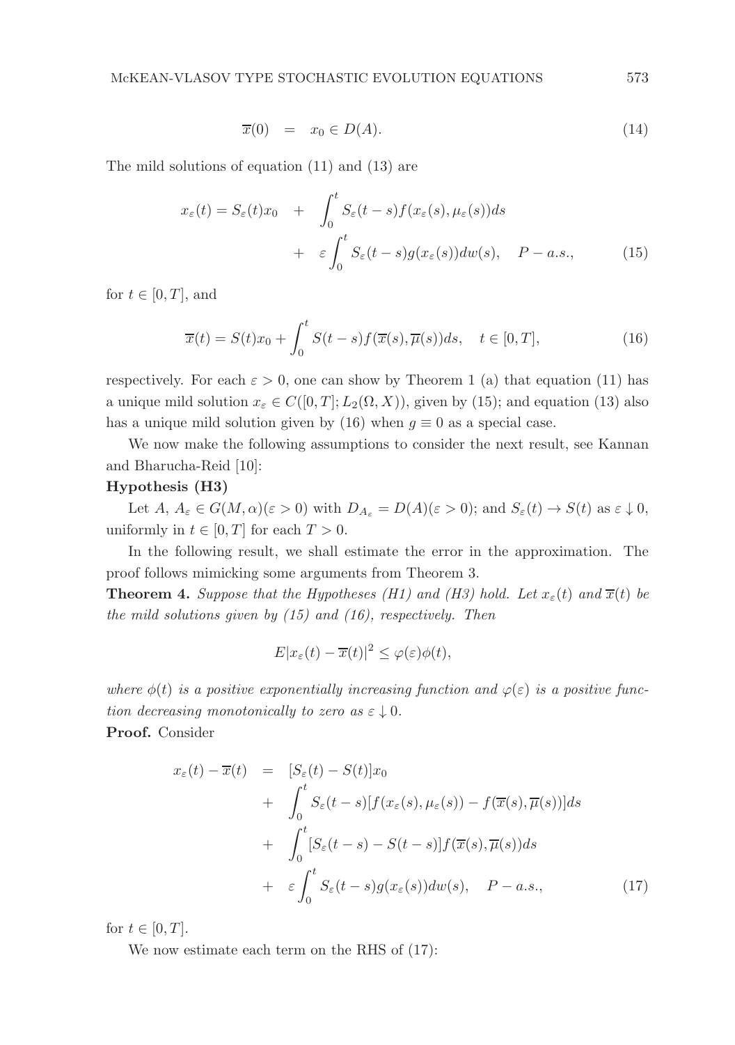$$\overline{x}(0) = x_0 \in D(A). \tag{14}$$

The mild solutions of equation (11) and (13) are

$$x_\varepsilon(t) = S_\varepsilon(t)x_0 + \int_0^t S_\varepsilon(t-s)f(x_\varepsilon(s), \mu_\varepsilon(s))ds + \varepsilon \int_0^t S_\varepsilon(t-s)g(x_\varepsilon(s))dw(s), \quad P-a.s., \tag{15}$$

for $t \in [0,T]$, and

$$\overline{x}(t) = S(t)x_0 + \int_0^t S(t-s)f(\overline{x}(s), \overline{\mu}(s))ds, \quad t \in [0,T], \tag{16}$$

respectively. For each $\varepsilon > 0$, one can show by Theorem 1 (a) that equation (11) has a unique mild solution $x_\varepsilon \in C([0,T]; L_2(\Omega, X))$, given by (15); and equation (13) also has a unique mild solution given by (16) when $g \equiv 0$ as a special case.

We now make the following assumptions to consider the next result, see Kannan and Bharucha-Reid [10]:

**Hypothesis (H3)**

Let $A$, $A_\varepsilon \in G(M, \alpha)(\varepsilon > 0)$ with $D_{A_\varepsilon} = D(A)(\varepsilon > 0)$; and $S_\varepsilon(t) \to S(t)$ as $\varepsilon \downarrow 0$, uniformly in $t \in [0,T]$ for each $T > 0$.

In the following result, we shall estimate the error in the approximation. The proof follows mimicking some arguments from Theorem 3.

**Theorem 4.** *Suppose that the Hypotheses (H1) and (H3) hold. Let $x_\varepsilon(t)$ and $\overline{x}(t)$ be the mild solutions given by (15) and (16), respectively. Then*

$$E|x_\varepsilon(t) - \overline{x}(t)|^2 \leq \varphi(\varepsilon)\phi(t),$$

*where $\phi(t)$ is a positive exponentially increasing function and $\varphi(\varepsilon)$ is a positive function decreasing monotonically to zero as $\varepsilon \downarrow 0$.*

**Proof.** Consider

$$\begin{aligned} x_\varepsilon(t) - \overline{x}(t) &= [S_\varepsilon(t) - S(t)]x_0 \\ &+ \int_0^t S_\varepsilon(t-s)[f(x_\varepsilon(s), \mu_\varepsilon(s)) - f(\overline{x}(s), \overline{\mu}(s))]ds \\ &+ \int_0^t [S_\varepsilon(t-s) - S(t-s)]f(\overline{x}(s), \overline{\mu}(s))ds \\ &+ \varepsilon \int_0^t S_\varepsilon(t-s)g(x_\varepsilon(s))dw(s), \quad P-a.s., \end{aligned} \tag{17}$$

for $t \in [0,T]$.

We now estimate each term on the RHS of (17):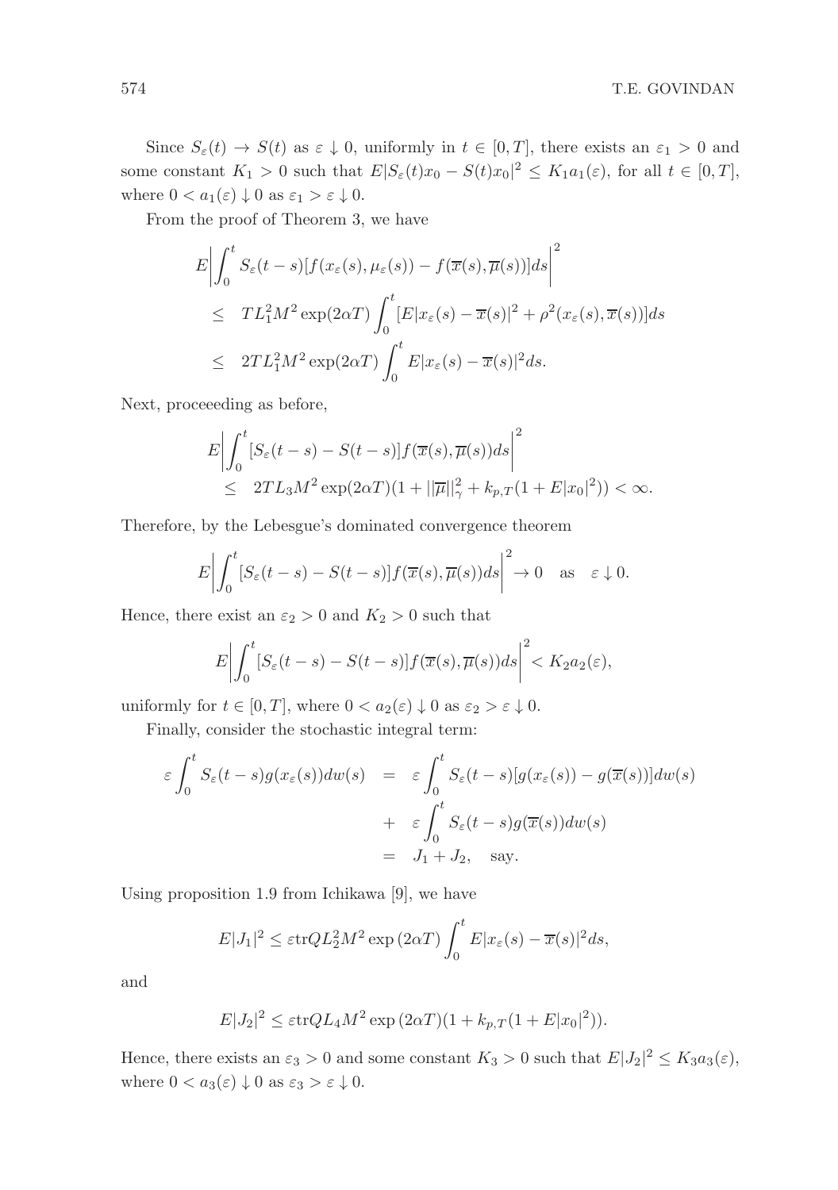Since $S_\varepsilon(t) \to S(t)$ as $\varepsilon \downarrow 0$, uniformly in $t \in [0,T]$, there exists an $\varepsilon_1 > 0$ and some constant $K_1 > 0$ such that $E|S_\varepsilon(t)x_0 - S(t)x_0|^2 \leq K_1 a_1(\varepsilon)$, for all $t \in [0,T]$, where $0 < a_1(\varepsilon) \downarrow 0$ as $\varepsilon_1 > \varepsilon \downarrow 0$.

From the proof of Theorem 3, we have

$$
\begin{aligned}
E&\left|\int_0^t S_\varepsilon(t-s)[f(x_\varepsilon(s),\mu_\varepsilon(s)) - f(\overline{x}(s),\overline{\mu}(s))]ds\right|^2 \\
&\leq \; TL_1^2M^2\exp(2\alpha T)\int_0^t [E|x_\varepsilon(s) - \overline{x}(s)|^2 + \rho^2(x_\varepsilon(s),\overline{x}(s))]ds \\
&\leq \; 2TL_1^2M^2\exp(2\alpha T)\int_0^t E|x_\varepsilon(s) - \overline{x}(s)|^2 ds.
\end{aligned}
$$

Next, proceeeding as before,

$$
\begin{aligned}
E&\left|\int_0^t [S_\varepsilon(t-s) - S(t-s)]f(\overline{x}(s),\overline{\mu}(s))ds\right|^2 \\
&\leq \; 2TL_3M^2\exp(2\alpha T)(1 + ||\overline{\mu}||_\gamma^2 + k_{p,T}(1 + E|x_0|^2)) < \infty.
\end{aligned}
$$

Therefore, by the Lebesgue's dominated convergence theorem

$$
E\left|\int_0^t [S_\varepsilon(t-s) - S(t-s)]f(\overline{x}(s),\overline{\mu}(s))ds\right|^2 \to 0 \quad \text{as} \quad \varepsilon \downarrow 0.
$$

Hence, there exist an $\varepsilon_2 > 0$ and $K_2 > 0$ such that

$$
E\left|\int_0^t [S_\varepsilon(t-s) - S(t-s)]f(\overline{x}(s),\overline{\mu}(s))ds\right|^2 < K_2 a_2(\varepsilon),
$$

uniformly for $t \in [0,T]$, where $0 < a_2(\varepsilon) \downarrow 0$ as $\varepsilon_2 > \varepsilon \downarrow 0$.

Finally, consider the stochastic integral term:

$$
\begin{aligned}
\varepsilon\int_0^t S_\varepsilon(t-s)g(x_\varepsilon(s))dw(s) &= \varepsilon\int_0^t S_\varepsilon(t-s)[g(x_\varepsilon(s)) - g(\overline{x}(s))]dw(s) \\
&+ \; \varepsilon\int_0^t S_\varepsilon(t-s)g(\overline{x}(s))dw(s) \\
&= \; J_1 + J_2, \quad \text{say.}
\end{aligned}
$$

Using proposition 1.9 from Ichikawa [9], we have

$$
E|J_1|^2 \leq \varepsilon \mathrm{tr}QL_2^2M^2\exp(2\alpha T)\int_0^t E|x_\varepsilon(s) - \overline{x}(s)|^2 ds,
$$

and

$$
E|J_2|^2 \leq \varepsilon \mathrm{tr}QL_4M^2\exp(2\alpha T)(1 + k_{p,T}(1 + E|x_0|^2)).
$$

Hence, there exists an $\varepsilon_3 > 0$ and some constant $K_3 > 0$ such that $E|J_2|^2 \leq K_3 a_3(\varepsilon)$, where $0 < a_3(\varepsilon) \downarrow 0$ as $\varepsilon_3 > \varepsilon \downarrow 0$.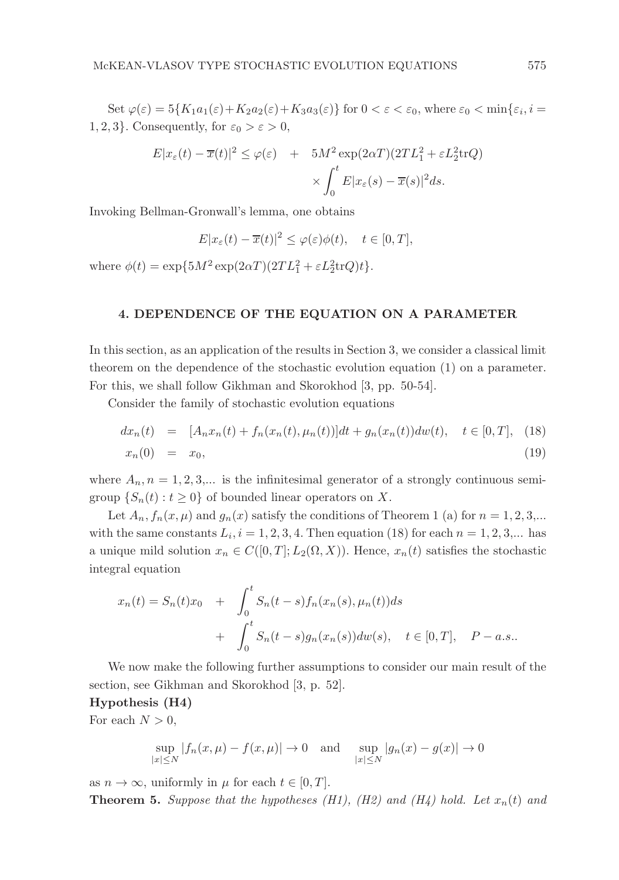Set $\varphi(\varepsilon) = 5\{K_1 a_1(\varepsilon) + K_2 a_2(\varepsilon) + K_3 a_3(\varepsilon)\}$ for $0 < \varepsilon < \varepsilon_0$, where $\varepsilon_0 < \min\{\varepsilon_i, i = 1, 2, 3\}$. Consequently, for $\varepsilon_0 > \varepsilon > 0$,

$$
\begin{aligned}
E|x_\varepsilon(t) - \overline{x}(t)|^2 \leq \varphi(\varepsilon) \quad &+ \quad 5M^2 \exp(2\alpha T)(2TL_1^2 + \varepsilon L_2^2 \mathrm{tr}Q) \\
&\times \int_0^t E|x_\varepsilon(s) - \overline{x}(s)|^2 ds.
\end{aligned}
$$

Invoking Bellman-Gronwall's lemma, one obtains

$$
E|x_\varepsilon(t) - \overline{x}(t)|^2 \leq \varphi(\varepsilon)\phi(t), \quad t \in [0, T],
$$

where $\phi(t) = \exp\{5M^2 \exp(2\alpha T)(2TL_1^2 + \varepsilon L_2^2 \mathrm{tr}Q)t\}$.

## 4. DEPENDENCE OF THE EQUATION ON A PARAMETER

In this section, as an application of the results in Section 3, we consider a classical limit theorem on the dependence of the stochastic evolution equation (1) on a parameter. For this, we shall follow Gikhman and Skorokhod [3, pp. 50-54].

Consider the family of stochastic evolution equations

$$
\begin{aligned}
dx_n(t) &= [A_n x_n(t) + f_n(x_n(t), \mu_n(t))]dt + g_n(x_n(t))dw(t), \quad t \in [0, T], \quad (18) \\
x_n(0) &= x_0, \quad (19)
\end{aligned}
$$

where $A_n, n = 1, 2, 3, ...$ is the infinitesimal generator of a strongly continuous semigroup $\{S_n(t) : t \geq 0\}$ of bounded linear operators on $X$.

Let $A_n, f_n(x, \mu)$ and $g_n(x)$ satisfy the conditions of Theorem 1 (a) for $n = 1, 2, 3, ...$ with the same constants $L_i, i = 1, 2, 3, 4$. Then equation (18) for each $n = 1, 2, 3, ...$ has a unique mild solution $x_n \in C([0, T]; L_2(\Omega, X))$. Hence, $x_n(t)$ satisfies the stochastic integral equation

$$
\begin{aligned}
x_n(t) = S_n(t)x_0 \quad &+ \quad \int_0^t S_n(t-s) f_n(x_n(s), \mu_n(t)) ds \\
&+ \quad \int_0^t S_n(t-s) g_n(x_n(s)) dw(s), \quad t \in [0, T], \quad P-a.s..
\end{aligned}
$$

We now make the following further assumptions to consider our main result of the section, see Gikhman and Skorokhod [3, p. 52].

**Hypothesis (H4)**
For each $N > 0$,

$$
\sup_{|x| \leq N} |f_n(x, \mu) - f(x, \mu)| \to 0 \quad \text{and} \quad \sup_{|x| \leq N} |g_n(x) - g(x)| \to 0
$$

as $n \to \infty$, uniformly in $\mu$ for each $t \in [0, T]$.

**Theorem 5.** *Suppose that the hypotheses (H1), (H2) and (H4) hold. Let $x_n(t)$ and*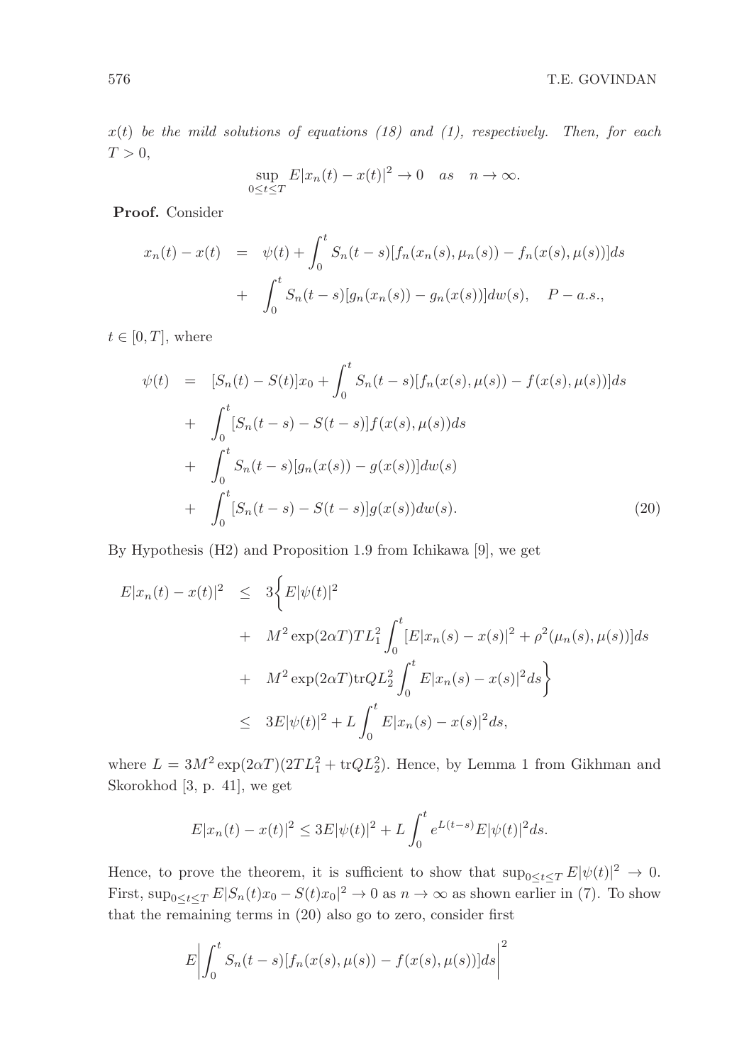*$x(t)$ be the mild solutions of equations (18) and (1), respectively. Then, for each $T > 0$,*

$$\sup_{0 \le t \le T} E|x_n(t) - x(t)|^2 \to 0 \quad as \quad n \to \infty.$$

**Proof.** Consider

$$\begin{aligned} x_n(t) - x(t) &= \psi(t) + \int_0^t S_n(t-s)[f_n(x_n(s), \mu_n(s)) - f_n(x(s), \mu(s))]ds \\ &+ \int_0^t S_n(t-s)[g_n(x_n(s)) - g_n(x(s))]dw(s), \quad P-a.s., \end{aligned}$$

$t \in [0, T]$, where

$$\begin{aligned} \psi(t) &= [S_n(t) - S(t)]x_0 + \int_0^t S_n(t-s)[f_n(x(s), \mu(s)) - f(x(s), \mu(s))]ds \\ &+ \int_0^t [S_n(t-s) - S(t-s)]f(x(s), \mu(s))ds \\ &+ \int_0^t S_n(t-s)[g_n(x(s)) - g(x(s))]dw(s) \\ &+ \int_0^t [S_n(t-s) - S(t-s)]g(x(s))dw(s). \end{aligned} \tag{20}$$

By Hypothesis (H2) and Proposition 1.9 from Ichikawa [9], we get

$$\begin{aligned} E|x_n(t) - x(t)|^2 &\le 3\bigg\{E|\psi(t)|^2 \\ &+ M^2 \exp(2\alpha T) T L_1^2 \int_0^t [E|x_n(s) - x(s)|^2 + \rho^2(\mu_n(s), \mu(s))]ds \\ &+ M^2 \exp(2\alpha T) \text{tr} Q L_2^2 \int_0^t E|x_n(s) - x(s)|^2 ds\bigg\} \\ &\le 3E|\psi(t)|^2 + L \int_0^t E|x_n(s) - x(s)|^2 ds, \end{aligned}$$

where $L = 3M^2 \exp(2\alpha T)(2TL_1^2 + \text{tr}QL_2^2)$. Hence, by Lemma 1 from Gikhman and Skorokhod [3, p. 41], we get

$$E|x_n(t) - x(t)|^2 \le 3E|\psi(t)|^2 + L \int_0^t e^{L(t-s)} E|\psi(t)|^2 ds.$$

Hence, to prove the theorem, it is sufficient to show that $\sup_{0 \le t \le T} E|\psi(t)|^2 \to 0$. First, $\sup_{0 \le t \le T} E|S_n(t)x_0 - S(t)x_0|^2 \to 0$ as $n \to \infty$ as shown earlier in (7). To show that the remaining terms in (20) also go to zero, consider first

$$E\left|\int_0^t S_n(t-s)[f_n(x(s), \mu(s)) - f(x(s), \mu(s))]ds\right|^2$$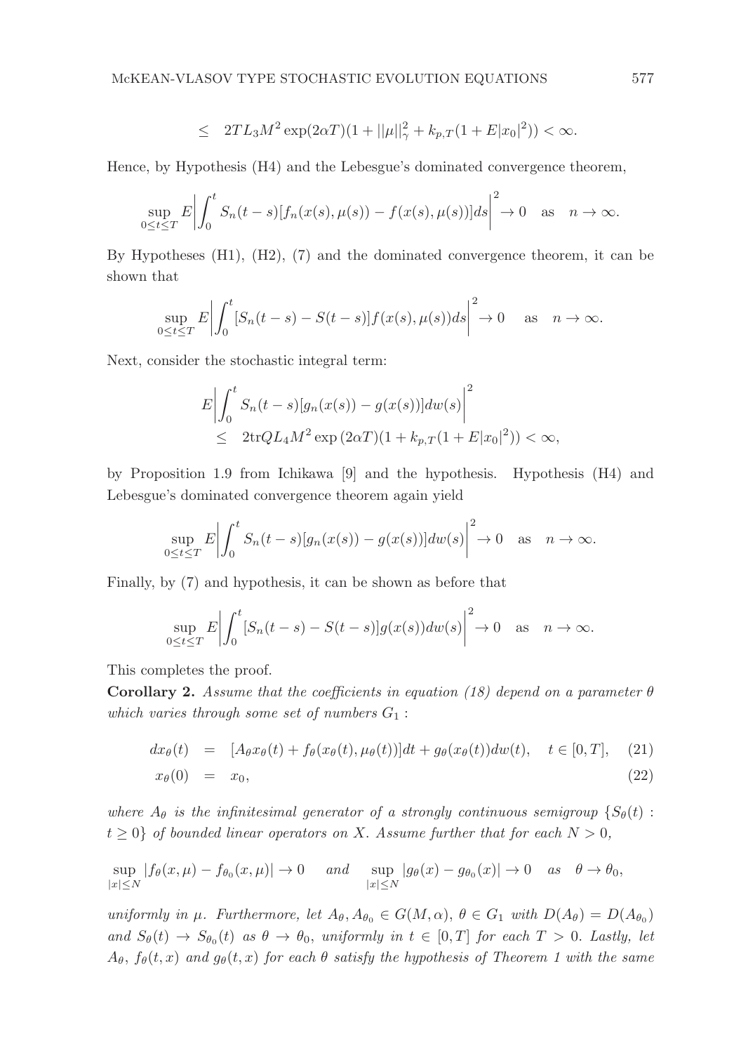$$\leq \quad 2TL_3M^2\exp(2\alpha T)(1+||\mu||_\gamma^2+k_{p,T}(1+E|x_0|^2))<\infty.$$

Hence, by Hypothesis (H4) and the Lebesgue's dominated convergence theorem,

$$\sup_{0\leq t\leq T}E\left|\int_0^t S_n(t-s)[f_n(x(s),\mu(s))-f(x(s),\mu(s))]ds\right|^2\to 0 \quad \text{as} \quad n\to\infty.$$

By Hypotheses (H1), (H2), (7) and the dominated convergence theorem, it can be shown that

$$\sup_{0\leq t\leq T}E\left|\int_0^t [S_n(t-s)-S(t-s)]f(x(s),\mu(s))ds\right|^2\to 0 \quad \text{as} \quad n\to\infty.$$

Next, consider the stochastic integral term:

$$\begin{aligned}
&E\left|\int_0^t S_n(t-s)[g_n(x(s))-g(x(s))]dw(s)\right|^2 \\
&\leq \quad 2\text{tr}QL_4M^2\exp{(2\alpha T)}(1+k_{p,T}(1+E|x_0|^2))<\infty,
\end{aligned}$$

by Proposition 1.9 from Ichikawa [9] and the hypothesis. Hypothesis (H4) and Lebesgue's dominated convergence theorem again yield

$$\sup_{0\leq t\leq T}E\left|\int_0^t S_n(t-s)[g_n(x(s))-g(x(s))]dw(s)\right|^2\to 0 \quad \text{as} \quad n\to\infty.$$

Finally, by (7) and hypothesis, it can be shown as before that

$$\sup_{0\leq t\leq T}E\left|\int_0^t [S_n(t-s)-S(t-s)]g(x(s))dw(s)\right|^2\to 0 \quad \text{as} \quad n\to\infty.$$

This completes the proof.

**Corollary 2.** *Assume that the coefficients in equation (18) depend on a parameter $\theta$ which varies through some set of numbers $G_1$ :*

$$\begin{aligned}
dx_\theta(t) &= [A_\theta x_\theta(t)+f_\theta(x_\theta(t),\mu_\theta(t))]dt+g_\theta(x_\theta(t))dw(t), \quad t\in[0,T], \quad (21)\\
x_\theta(0) &= x_0, \quad (22)
\end{aligned}$$

*where $A_\theta$ is the infinitesimal generator of a strongly continuous semigroup $\{S_\theta(t): t\geq 0\}$ of bounded linear operators on $X$. Assume further that for each $N>0$,*

$$\sup_{|x|\leq N}|f_\theta(x,\mu)-f_{\theta_0}(x,\mu)|\to 0 \quad \text{and} \quad \sup_{|x|\leq N}|g_\theta(x)-g_{\theta_0}(x)|\to 0 \quad \text{as} \quad \theta\to\theta_0,$$

*uniformly in $\mu$. Furthermore, let $A_\theta, A_{\theta_0}\in G(M,\alpha)$, $\theta\in G_1$ with $D(A_\theta)=D(A_{\theta_0})$ and $S_\theta(t)\to S_{\theta_0}(t)$ as $\theta\to\theta_0$, uniformly in $t\in[0,T]$ for each $T>0$. Lastly, let $A_\theta$, $f_\theta(t,x)$ and $g_\theta(t,x)$ for each $\theta$ satisfy the hypothesis of Theorem 1 with the same*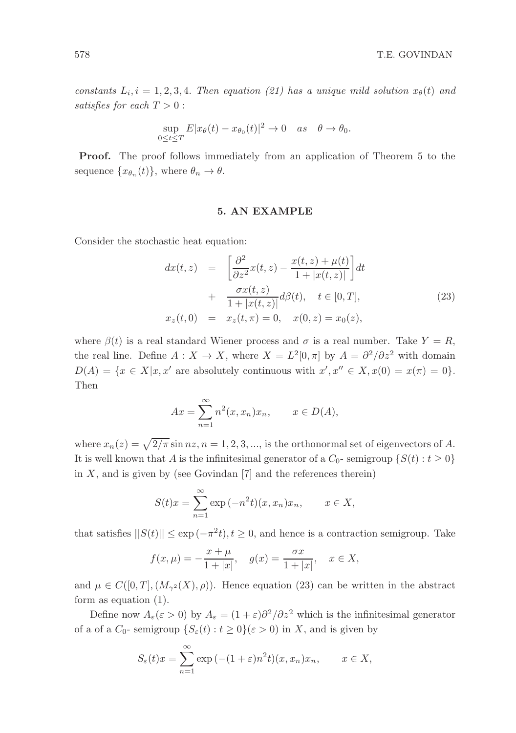*constants $L_i, i = 1, 2, 3, 4$. Then equation (21) has a unique mild solution $x_\theta(t)$ and satisfies for each $T > 0$ :*

$$\sup_{0 \le t \le T} E|x_\theta(t) - x_{\theta_0}(t)|^2 \to 0 \quad as \quad \theta \to \theta_0.$$

**Proof.** The proof follows immediately from an application of Theorem 5 to the sequence $\{x_{\theta_n}(t)\}$, where $\theta_n \to \theta$.

## 5. AN EXAMPLE

Consider the stochastic heat equation:

$$\begin{aligned} dx(t,z) &= \left[\frac{\partial^2}{\partial z^2}x(t,z) - \frac{x(t,z)+\mu(t)}{1+|x(t,z)|}\right]dt \\ &+ \frac{\sigma x(t,z)}{1+|x(t,z)|}d\beta(t), \quad t \in [0,T], \\ x_z(t,0) &= x_z(t,\pi) = 0, \quad x(0,z) = x_0(z), \end{aligned} \tag{23}$$

where $\beta(t)$ is a real standard Wiener process and $\sigma$ is a real number. Take $Y = R$, the real line. Define $A : X \to X$, where $X = L^2[0,\pi]$ by $A = \partial^2/\partial z^2$ with domain $D(A) = \{x \in X | x, x'$ are absolutely continuous with $x', x'' \in X, x(0) = x(\pi) = 0\}$. Then

$$Ax = \sum_{n=1}^{\infty} n^2 (x, x_n) x_n, \qquad x \in D(A),$$

where $x_n(z) = \sqrt{2/\pi} \sin nz, n = 1, 2, 3, ...$, is the orthonormal set of eigenvectors of $A$. It is well known that $A$ is the infinitesimal generator of a $C_0$- semigroup $\{S(t) : t \ge 0\}$ in $X$, and is given by (see Govindan [7] and the references therein)

$$S(t)x = \sum_{n=1}^{\infty} \exp(-n^2 t)(x, x_n) x_n, \qquad x \in X,$$

that satisfies $||S(t)|| \le \exp(-\pi^2 t), t \ge 0$, and hence is a contraction semigroup. Take

$$f(x,\mu) = -\frac{x+\mu}{1+|x|}, \quad g(x) = \frac{\sigma x}{1+|x|}, \quad x \in X,$$

and $\mu \in C([0,T], (M_{\gamma^2}(X), \rho))$. Hence equation (23) can be written in the abstract form as equation (1).

Define now $A_\varepsilon (\varepsilon > 0)$ by $A_\varepsilon = (1+\varepsilon)\partial^2/\partial z^2$ which is the infinitesimal generator of a of a $C_0$- semigroup $\{S_\varepsilon(t) : t \ge 0\} (\varepsilon > 0)$ in $X$, and is given by

$$S_\varepsilon(t)x = \sum_{n=1}^{\infty} \exp(-(1+\varepsilon)n^2 t)(x, x_n) x_n, \qquad x \in X,$$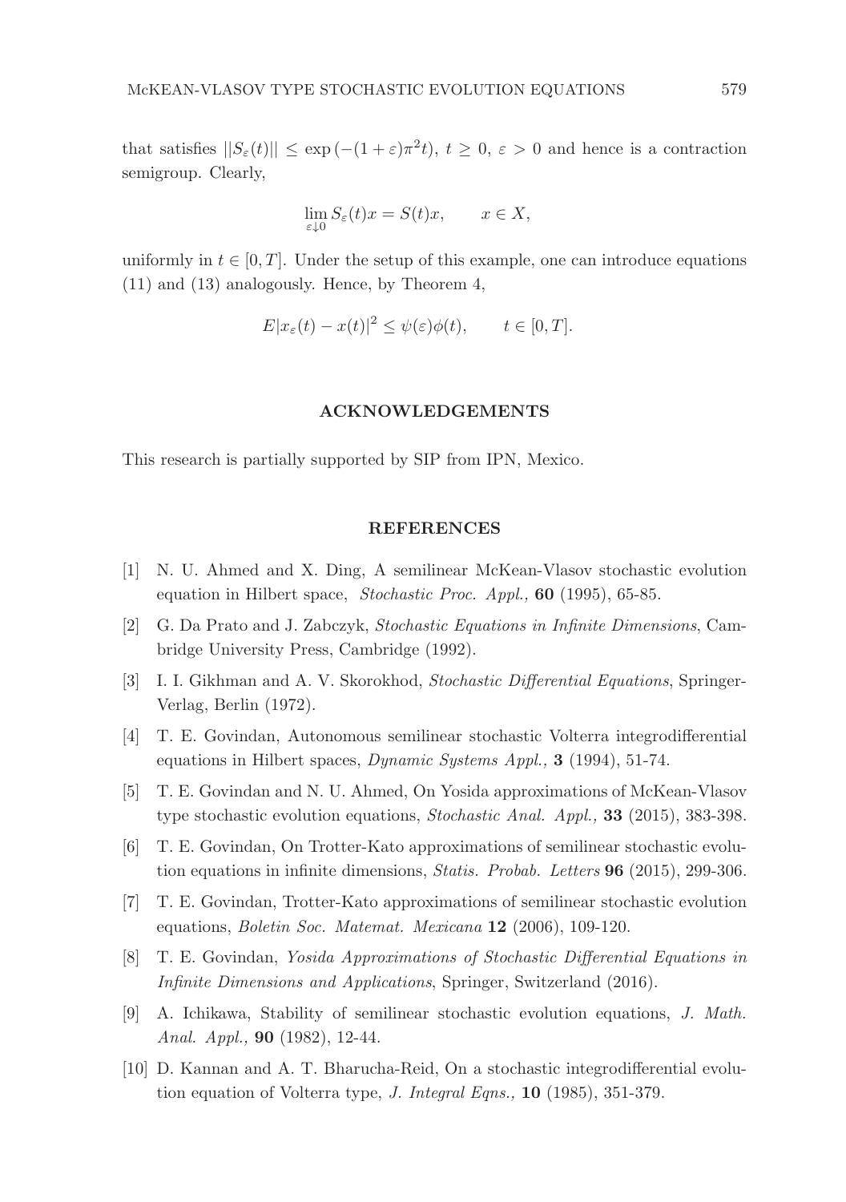that satisfies $||S_\varepsilon(t)|| \leq \exp(-(1+\varepsilon)\pi^2 t)$, $t \geq 0$, $\varepsilon > 0$ and hence is a contraction semigroup. Clearly,

$$\lim_{\varepsilon \downarrow 0} S_\varepsilon(t)x = S(t)x, \qquad x \in X,$$

uniformly in $t \in [0, T]$. Under the setup of this example, one can introduce equations (11) and (13) analogously. Hence, by Theorem 4,

$$E|x_\varepsilon(t) - x(t)|^2 \leq \psi(\varepsilon)\phi(t), \qquad t \in [0, T].$$

## ACKNOWLEDGEMENTS

This research is partially supported by SIP from IPN, Mexico.

## REFERENCES

[1] N. U. Ahmed and X. Ding, A semilinear McKean-Vlasov stochastic evolution equation in Hilbert space, *Stochastic Proc. Appl.,* **60** (1995), 65-85.

[2] G. Da Prato and J. Zabczyk, *Stochastic Equations in Infinite Dimensions*, Cambridge University Press, Cambridge (1992).

[3] I. I. Gikhman and A. V. Skorokhod, *Stochastic Differential Equations*, Springer-Verlag, Berlin (1972).

[4] T. E. Govindan, Autonomous semilinear stochastic Volterra integrodifferential equations in Hilbert spaces, *Dynamic Systems Appl.,* **3** (1994), 51-74.

[5] T. E. Govindan and N. U. Ahmed, On Yosida approximations of McKean-Vlasov type stochastic evolution equations, *Stochastic Anal. Appl.,* **33** (2015), 383-398.

[6] T. E. Govindan, On Trotter-Kato approximations of semilinear stochastic evolution equations in infinite dimensions, *Statis. Probab. Letters* **96** (2015), 299-306.

[7] T. E. Govindan, Trotter-Kato approximations of semilinear stochastic evolution equations, *Boletin Soc. Matemat. Mexicana* **12** (2006), 109-120.

[8] T. E. Govindan, *Yosida Approximations of Stochastic Differential Equations in Infinite Dimensions and Applications*, Springer, Switzerland (2016).

[9] A. Ichikawa, Stability of semilinear stochastic evolution equations, *J. Math. Anal. Appl.,* **90** (1982), 12-44.

[10] D. Kannan and A. T. Bharucha-Reid, On a stochastic integrodifferential evolution equation of Volterra type, *J. Integral Eqns.,* **10** (1985), 351-379.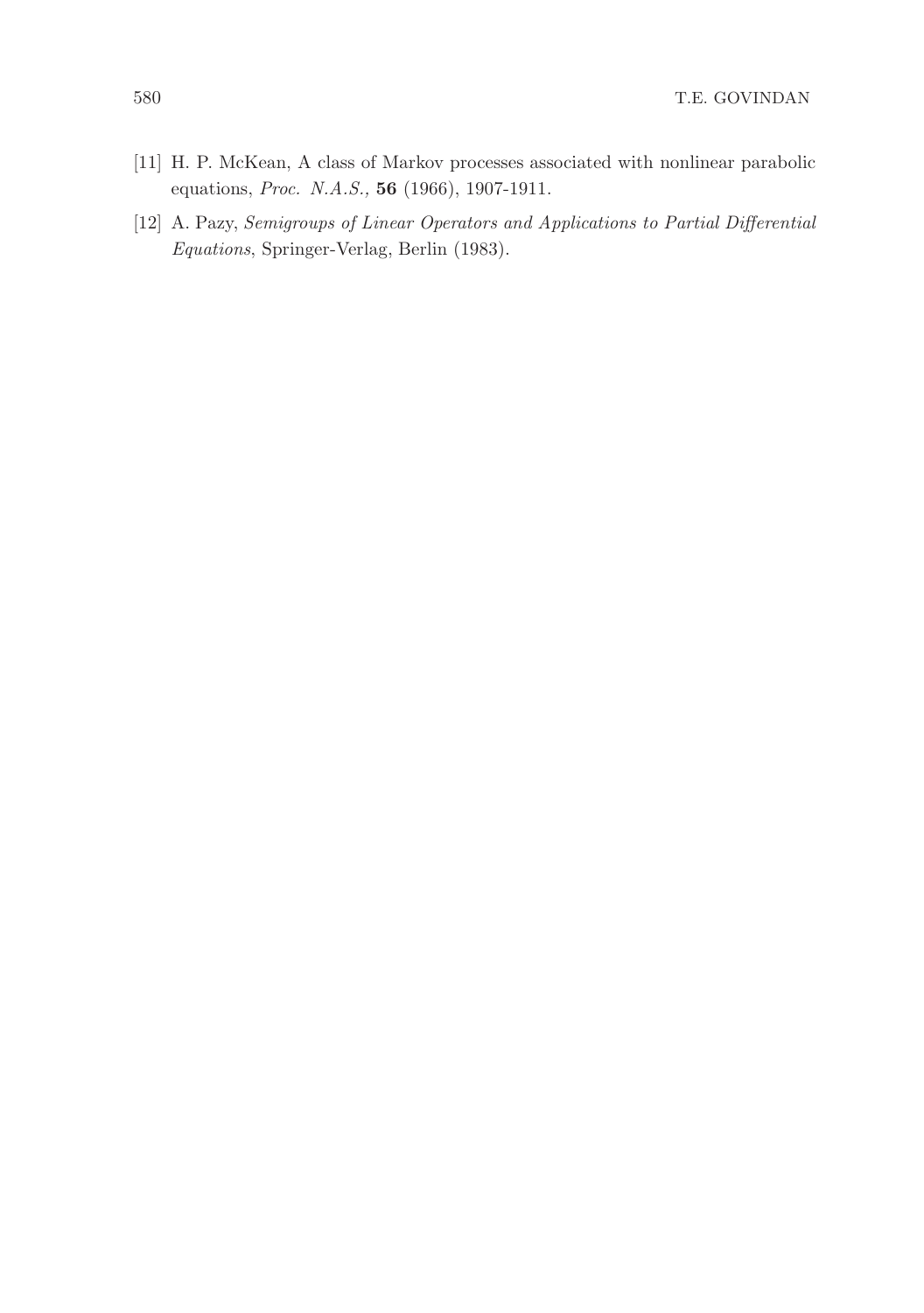[11] H. P. McKean, A class of Markov processes associated with nonlinear parabolic equations, *Proc. N.A.S.*, **56** (1966), 1907-1911.

[12] A. Pazy, *Semigroups of Linear Operators and Applications to Partial Differential Equations*, Springer-Verlag, Berlin (1983).